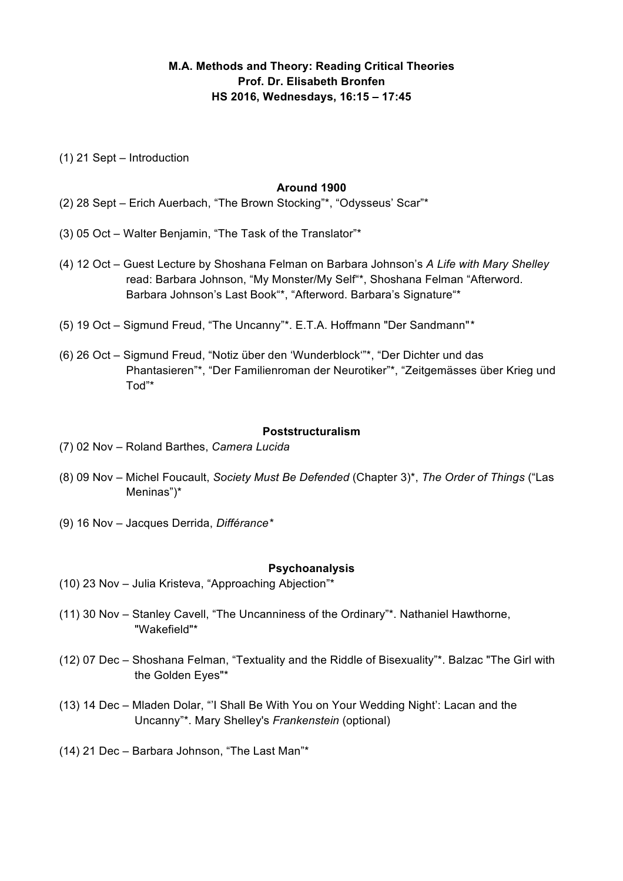**M.A. Methods and Theory: Reading Critical Theories**
**Prof. Dr. Elisabeth Bronfen**
**HS 2016, Wednesdays, 16:15 – 17:45**

(1) 21 Sept – Introduction

### Around 1900

(2) 28 Sept – Erich Auerbach, "The Brown Stocking"*, "Odysseus' Scar"*

(3) 05 Oct – Walter Benjamin, "The Task of the Translator"*

(4) 12 Oct – Guest Lecture by Shoshana Felman on Barbara Johnson's *A Life with Mary Shelley* read: Barbara Johnson, "My Monster/My Self"*, Shoshana Felman "Afterword. Barbara Johnson's Last Book"*, "Afterword. Barbara's Signature"*

(5) 19 Oct – Sigmund Freud, "The Uncanny"*. E.T.A. Hoffmann "Der Sandmann"*

(6) 26 Oct – Sigmund Freud, "Notiz über den 'Wunderblock'"*, "Der Dichter und das Phantasieren"*, "Der Familienroman der Neurotiker"*, "Zeitgemässes über Krieg und Tod"*

### Poststructuralism

(7) 02 Nov – Roland Barthes, *Camera Lucida*

(8) 09 Nov – Michel Foucault, *Society Must Be Defended* (Chapter 3)*, *The Order of Things* ("Las Meninas")*

(9) 16 Nov – Jacques Derrida, *Différance**

### Psychoanalysis

(10) 23 Nov – Julia Kristeva, "Approaching Abjection"*

(11) 30 Nov – Stanley Cavell, "The Uncanniness of the Ordinary"*. Nathaniel Hawthorne, "Wakefield"*

(12) 07 Dec – Shoshana Felman, "Textuality and the Riddle of Bisexuality"*. Balzac "The Girl with the Golden Eyes"*

(13) 14 Dec – Mladen Dolar, "'I Shall Be With You on Your Wedding Night': Lacan and the Uncanny"*. Mary Shelley's *Frankenstein* (optional)

(14) 21 Dec – Barbara Johnson, "The Last Man"*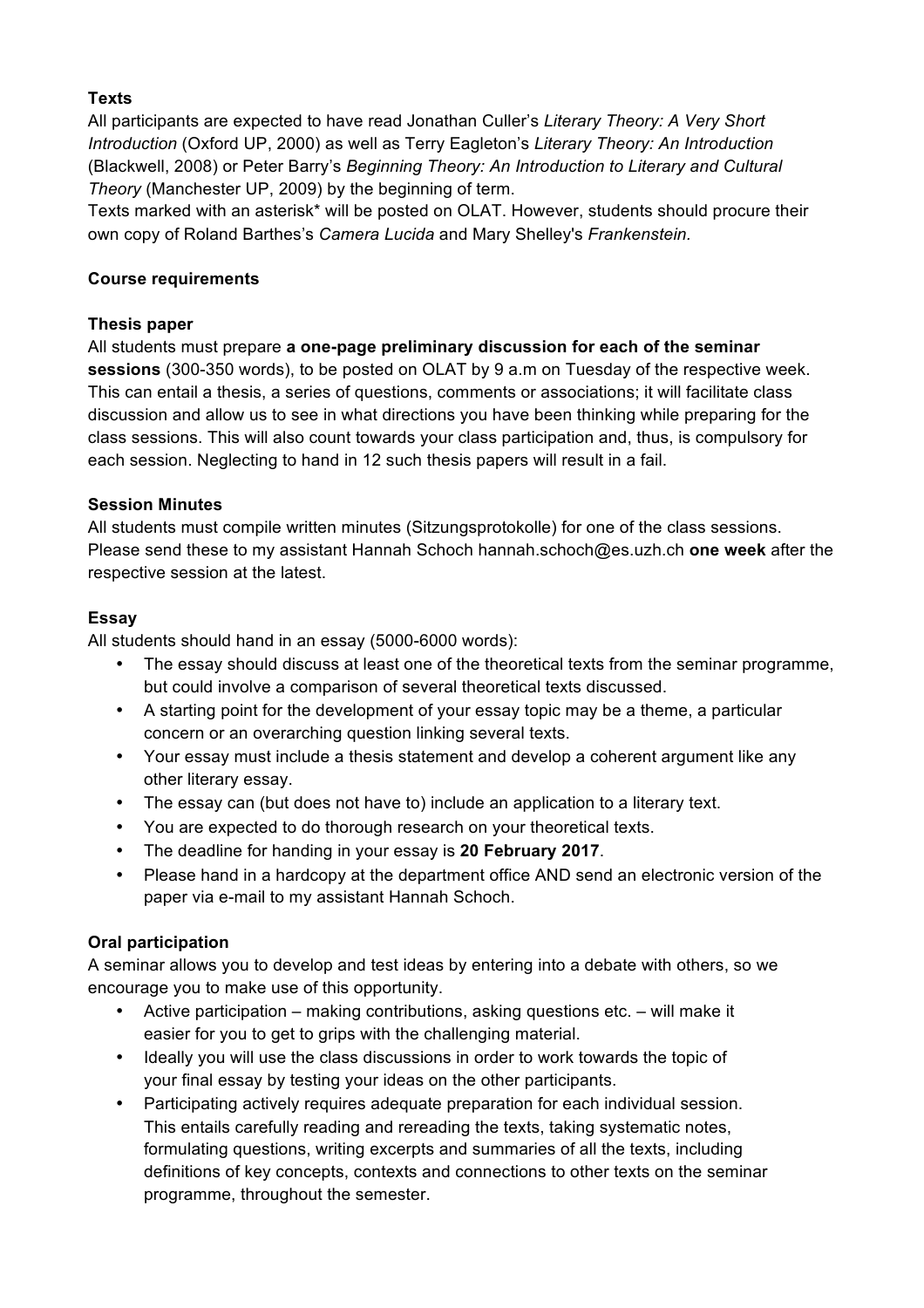**Texts**

All participants are expected to have read Jonathan Culler's *Literary Theory: A Very Short Introduction* (Oxford UP, 2000) as well as Terry Eagleton's *Literary Theory: An Introduction* (Blackwell, 2008) or Peter Barry's *Beginning Theory: An Introduction to Literary and Cultural Theory* (Manchester UP, 2009) by the beginning of term.
Texts marked with an asterisk* will be posted on OLAT. However, students should procure their own copy of Roland Barthes's *Camera Lucida* and Mary Shelley's *Frankenstein.*

**Course requirements**

**Thesis paper**

All students must prepare **a one-page preliminary discussion for each of the seminar sessions** (300-350 words), to be posted on OLAT by 9 a.m on Tuesday of the respective week. This can entail a thesis, a series of questions, comments or associations; it will facilitate class discussion and allow us to see in what directions you have been thinking while preparing for the class sessions. This will also count towards your class participation and, thus, is compulsory for each session. Neglecting to hand in 12 such thesis papers will result in a fail.

**Session Minutes**

All students must compile written minutes (Sitzungsprotokolle) for one of the class sessions. Please send these to my assistant Hannah Schoch hannah.schoch@es.uzh.ch **one week** after the respective session at the latest.

**Essay**

All students should hand in an essay (5000-6000 words):

- The essay should discuss at least one of the theoretical texts from the seminar programme, but could involve a comparison of several theoretical texts discussed.
- A starting point for the development of your essay topic may be a theme, a particular concern or an overarching question linking several texts.
- Your essay must include a thesis statement and develop a coherent argument like any other literary essay.
- The essay can (but does not have to) include an application to a literary text.
- You are expected to do thorough research on your theoretical texts.
- The deadline for handing in your essay is **20 February 2017**.
- Please hand in a hardcopy at the department office AND send an electronic version of the paper via e-mail to my assistant Hannah Schoch.

**Oral participation**

A seminar allows you to develop and test ideas by entering into a debate with others, so we encourage you to make use of this opportunity.

- Active participation – making contributions, asking questions etc. – will make it easier for you to get to grips with the challenging material.
- Ideally you will use the class discussions in order to work towards the topic of your final essay by testing your ideas on the other participants.
- Participating actively requires adequate preparation for each individual session. This entails carefully reading and rereading the texts, taking systematic notes, formulating questions, writing excerpts and summaries of all the texts, including definitions of key concepts, contexts and connections to other texts on the seminar programme, throughout the semester.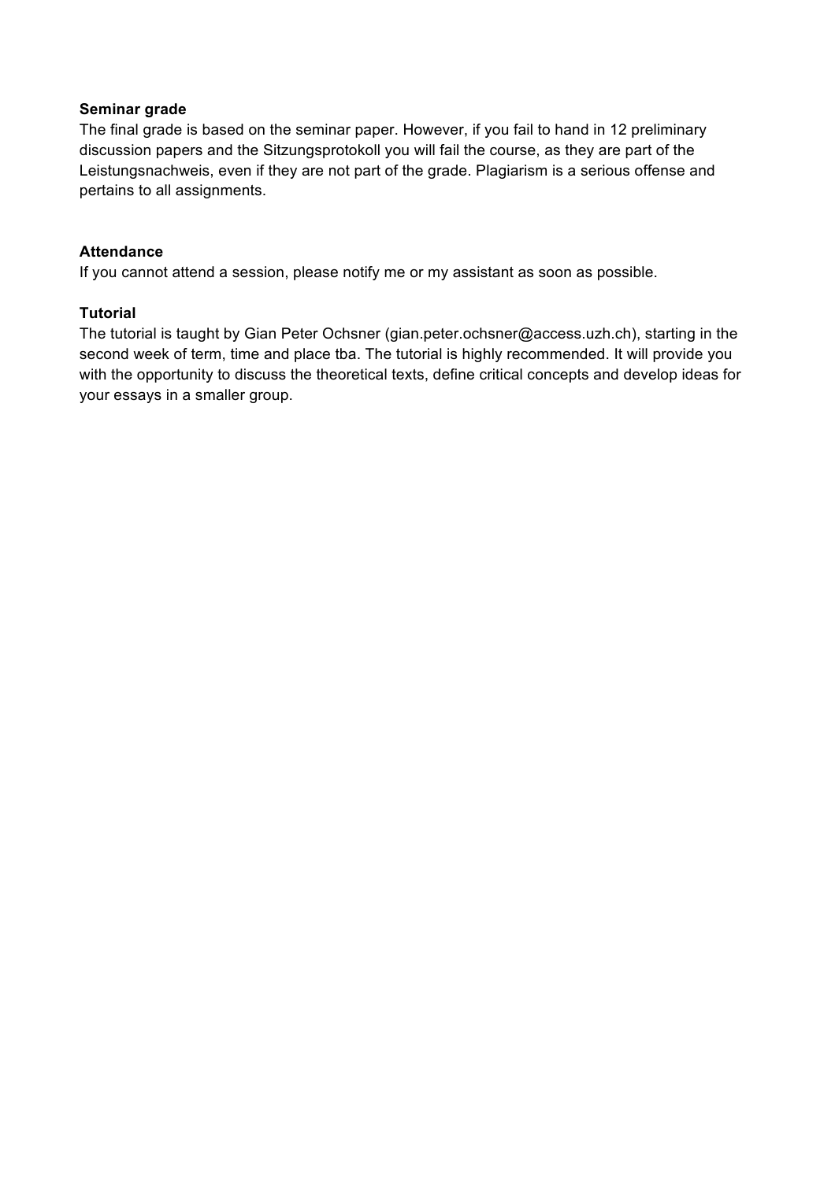**Seminar grade**

The final grade is based on the seminar paper. However, if you fail to hand in 12 preliminary discussion papers and the Sitzungsprotokoll you will fail the course, as they are part of the Leistungsnachweis, even if they are not part of the grade. Plagiarism is a serious offense and pertains to all assignments.

**Attendance**

If you cannot attend a session, please notify me or my assistant as soon as possible.

**Tutorial**

The tutorial is taught by Gian Peter Ochsner (gian.peter.ochsner@access.uzh.ch), starting in the second week of term, time and place tba. The tutorial is highly recommended. It will provide you with the opportunity to discuss the theoretical texts, define critical concepts and develop ideas for your essays in a smaller group.